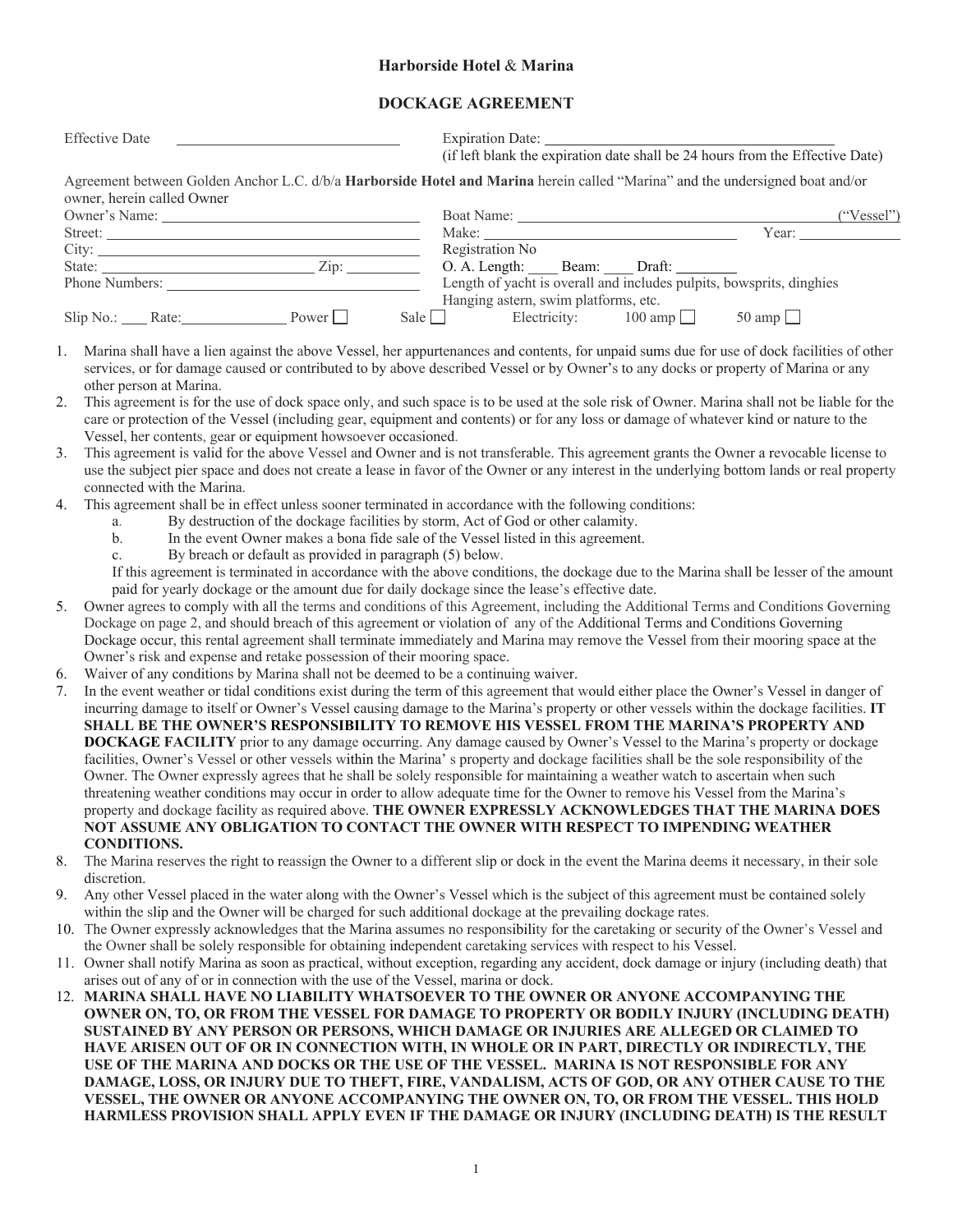# Harborside Hotel & Marina

## DOCKAGE AGREEMENT

Effective Date ______________________ Expiration Date: ______________________
(if left blank the expiration date shall be 24 hours from the Effective Date)

Agreement between Golden Anchor L.C. d/b/a **Harborside Hotel and Marina** herein called "Marina" and the undersigned boat and/or owner, herein called Owner

Owner's Name: ______________________ Boat Name: ______________________ ("Vessel")
Street: ______________________ Make: ______________________ Year: __________
City: ______________________ Registration No
State: ______________ Zip: __________ O. A. Length: ____ Beam: ____ Draft: ________
Phone Numbers: ______________________ Length of yacht is overall and includes pulpits, bowsprits, dinghies Hanging astern, swim platforms, etc.

Slip No.: ____ Rate: __________ Power ☐ Sale ☐ Electricity: 100 amp ☐ 50 amp ☐

1. Marina shall have a lien against the above Vessel, her appurtenances and contents, for unpaid sums due for use of dock facilities of other services, or for damage caused or contributed to by above described Vessel or by Owner's to any docks or property of Marina or any other person at Marina.
2. This agreement is for the use of dock space only, and such space is to be used at the sole risk of Owner. Marina shall not be liable for the care or protection of the Vessel (including gear, equipment and contents) or for any loss or damage of whatever kind or nature to the Vessel, her contents, gear or equipment howsoever occasioned.
3. This agreement is valid for the above Vessel and Owner and is not transferable. This agreement grants the Owner a revocable license to use the subject pier space and does not create a lease in favor of the Owner or any interest in the underlying bottom lands or real property connected with the Marina.
4. This agreement shall be in effect unless sooner terminated in accordance with the following conditions:
   a. By destruction of the dockage facilities by storm, Act of God or other calamity.
   b. In the event Owner makes a bona fide sale of the Vessel listed in this agreement.
   c. By breach or default as provided in paragraph (5) below.

   If this agreement is terminated in accordance with the above conditions, the dockage due to the Marina shall be lesser of the amount paid for yearly dockage or the amount due for daily dockage since the lease's effective date.
5. Owner agrees to comply with all the terms and conditions of this Agreement, including the Additional Terms and Conditions Governing Dockage on page 2, and should breach of this agreement or violation of any of the Additional Terms and Conditions Governing Dockage occur, this rental agreement shall terminate immediately and Marina may remove the Vessel from their mooring space at the Owner's risk and expense and retake possession of their mooring space.
6. Waiver of any conditions by Marina shall not be deemed to be a continuing waiver.
7. In the event weather or tidal conditions exist during the term of this agreement that would either place the Owner's Vessel in danger of incurring damage to itself or Owner's Vessel causing damage to the Marina's property or other vessels within the dockage facilities. **IT SHALL BE THE OWNER'S RESPONSIBILITY TO REMOVE HIS VESSEL FROM THE MARINA'S PROPERTY AND DOCKAGE FACILITY** prior to any damage occurring. Any damage caused by Owner's Vessel to the Marina's property or dockage facilities, Owner's Vessel or other vessels within the Marina' s property and dockage facilities shall be the sole responsibility of the Owner. The Owner expressly agrees that he shall be solely responsible for maintaining a weather watch to ascertain when such threatening weather conditions may occur in order to allow adequate time for the Owner to remove his Vessel from the Marina's property and dockage facility as required above. **THE OWNER EXPRESSLY ACKNOWLEDGES THAT THE MARINA DOES NOT ASSUME ANY OBLIGATION TO CONTACT THE OWNER WITH RESPECT TO IMPENDING WEATHER CONDITIONS.**
8. The Marina reserves the right to reassign the Owner to a different slip or dock in the event the Marina deems it necessary, in their sole discretion.
9. Any other Vessel placed in the water along with the Owner's Vessel which is the subject of this agreement must be contained solely within the slip and the Owner will be charged for such additional dockage at the prevailing dockage rates.
10. The Owner expressly acknowledges that the Marina assumes no responsibility for the caretaking or security of the Owner's Vessel and the Owner shall be solely responsible for obtaining independent caretaking services with respect to his Vessel.
11. Owner shall notify Marina as soon as practical, without exception, regarding any accident, dock damage or injury (including death) that arises out of any of or in connection with the use of the Vessel, marina or dock.
12. **MARINA SHALL HAVE NO LIABILITY WHATSOEVER TO THE OWNER OR ANYONE ACCOMPANYING THE OWNER ON, TO, OR FROM THE VESSEL FOR DAMAGE TO PROPERTY OR BODILY INJURY (INCLUDING DEATH) SUSTAINED BY ANY PERSON OR PERSONS, WHICH DAMAGE OR INJURIES ARE ALLEGED OR CLAIMED TO HAVE ARISEN OUT OF OR IN CONNECTION WITH, IN WHOLE OR IN PART, DIRECTLY OR INDIRECTLY, THE USE OF THE MARINA AND DOCKS OR THE USE OF THE VESSEL. MARINA IS NOT RESPONSIBLE FOR ANY DAMAGE, LOSS, OR INJURY DUE TO THEFT, FIRE, VANDALISM, ACTS OF GOD, OR ANY OTHER CAUSE TO THE VESSEL, THE OWNER OR ANYONE ACCOMPANYING THE OWNER ON, TO, OR FROM THE VESSEL. THIS HOLD HARMLESS PROVISION SHALL APPLY EVEN IF THE DAMAGE OR INJURY (INCLUDING DEATH) IS THE RESULT**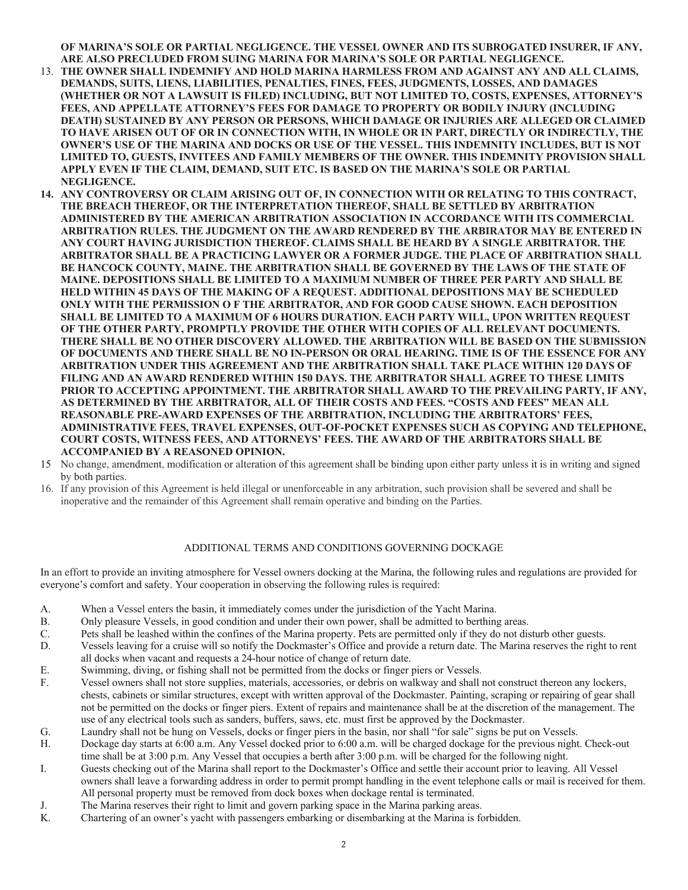**OF MARINA'S SOLE OR PARTIAL NEGLIGENCE. THE VESSEL OWNER AND ITS SUBROGATED INSURER, IF ANY, ARE ALSO PRECLUDED FROM SUING MARINA FOR MARINA'S SOLE OR PARTIAL NEGLIGENCE.**

13. **THE OWNER SHALL INDEMNIFY AND HOLD MARINA HARMLESS FROM AND AGAINST ANY AND ALL CLAIMS, DEMANDS, SUITS, LIENS, LIABILITIES, PENALTIES, FINES, FEES, JUDGMENTS, LOSSES, AND DAMAGES (WHETHER OR NOT A LAWSUIT IS FILED) INCLUDING, BUT NOT LIMITED TO, COSTS, EXPENSES, ATTORNEY'S FEES, AND APPELLATE ATTORNEY'S FEES FOR DAMAGE TO PROPERTY OR BODILY INJURY (INCLUDING DEATH) SUSTAINED BY ANY PERSON OR PERSONS, WHICH DAMAGE OR INJURIES ARE ALLEGED OR CLAIMED TO HAVE ARISEN OUT OF OR IN CONNECTION WITH, IN WHOLE OR IN PART, DIRECTLY OR INDIRECTLY, THE OWNER'S USE OF THE MARINA AND DOCKS OR USE OF THE VESSEL. THIS INDEMNITY INCLUDES, BUT IS NOT LIMITED TO, GUESTS, INVITEES AND FAMILY MEMBERS OF THE OWNER. THIS INDEMNITY PROVISION SHALL APPLY EVEN IF THE CLAIM, DEMAND, SUIT ETC. IS BASED ON THE MARINA'S SOLE OR PARTIAL NEGLIGENCE.**
14. **ANY CONTROVERSY OR CLAIM ARISING OUT OF, IN CONNECTION WITH OR RELATING TO THIS CONTRACT, THE BREACH THEREOF, OR THE INTERPRETATION THEREOF, SHALL BE SETTLED BY ARBITRATION ADMINISTERED BY THE AMERICAN ARBITRATION ASSOCIATION IN ACCORDANCE WITH ITS COMMERCIAL ARBITRATION RULES. THE JUDGMENT ON THE AWARD RENDERED BY THE ARBIRATOR MAY BE ENTERED IN ANY COURT HAVING JURISDICTION THEREOF. CLAIMS SHALL BE HEARD BY A SINGLE ARBITRATOR. THE ARBITRATOR SHALL BE A PRACTICING LAWYER OR A FORMER JUDGE. THE PLACE OF ARBITRATION SHALL BE HANCOCK COUNTY, MAINE. THE ARBITRATION SHALL BE GOVERNED BY THE LAWS OF THE STATE OF MAINE. DEPOSITIONS SHALL BE LIMITED TO A MAXIMUM NUMBER OF THREE PER PARTY AND SHALL BE HELD WITHIN 45 DAYS OF THE MAKING OF A REQUEST. ADDITIONAL DEPOSITIONS MAY BE SCHEDULED ONLY WITH THE PERMISSION O F THE ARBITRATOR, AND FOR GOOD CAUSE SHOWN. EACH DEPOSITION SHALL BE LIMITED TO A MAXIMUM OF 6 HOURS DURATION. EACH PARTY WILL, UPON WRITTEN REQUEST OF THE OTHER PARTY, PROMPTLY PROVIDE THE OTHER WITH COPIES OF ALL RELEVANT DOCUMENTS. THERE SHALL BE NO OTHER DISCOVERY ALLOWED. THE ARBITRATION WILL BE BASED ON THE SUBMISSION OF DOCUMENTS AND THERE SHALL BE NO IN-PERSON OR ORAL HEARING. TIME IS OF THE ESSENCE FOR ANY ARBITRATION UNDER THIS AGREEMENT AND THE ARBITRATION SHALL TAKE PLACE WITHIN 120 DAYS OF FILING AND AN AWARD RENDERED WITHIN 150 DAYS. THE ARBITRATOR SHALL AGREE TO THESE LIMITS PRIOR TO ACCEPTING APPOINTMENT. THE ARBITRATOR SHALL AWARD TO THE PREVAILING PARTY, IF ANY, AS DETERMINED BY THE ARBITRATOR, ALL OF THEIR COSTS AND FEES. "COSTS AND FEES" MEAN ALL REASONABLE PRE-AWARD EXPENSES OF THE ARBITRATION, INCLUDING THE ARBITRATORS' FEES, ADMINISTRATIVE FEES, TRAVEL EXPENSES, OUT-OF-POCKET EXPENSES SUCH AS COPYING AND TELEPHONE, COURT COSTS, WITNESS FEES, AND ATTORNEYS' FEES. THE AWARD OF THE ARBITRATORS SHALL BE ACCOMPANIED BY A REASONED OPINION.**
15. No change, amendment, modification or alteration of this agreement shall be binding upon either party unless it is in writing and signed by both parties.
16. If any provision of this Agreement is held illegal or unenforceable in any arbitration, such provision shall be severed and shall be inoperative and the remainder of this Agreement shall remain operative and binding on the Parties.

## ADDITIONAL TERMS AND CONDITIONS GOVERNING DOCKAGE

In an effort to provide an inviting atmosphere for Vessel owners docking at the Marina, the following rules and regulations are provided for everyone's comfort and safety. Your cooperation in observing the following rules is required:

A. When a Vessel enters the basin, it immediately comes under the jurisdiction of the Yacht Marina.

B. Only pleasure Vessels, in good condition and under their own power, shall be admitted to berthing areas.

C. Pets shall be leashed within the confines of the Marina property. Pets are permitted only if they do not disturb other guests.

D. Vessels leaving for a cruise will so notify the Dockmaster's Office and provide a return date. The Marina reserves the right to rent all docks when vacant and requests a 24-hour notice of change of return date.

E. Swimming, diving, or fishing shall not be permitted from the docks or finger piers or Vessels.

F. Vessel owners shall not store supplies, materials, accessories, or debris on walkway and shall not construct thereon any lockers, chests, cabinets or similar structures, except with written approval of the Dockmaster. Painting, scraping or repairing of gear shall not be permitted on the docks or finger piers. Extent of repairs and maintenance shall be at the discretion of the management. The use of any electrical tools such as sanders, buffers, saws, etc. must first be approved by the Dockmaster.

G. Laundry shall not be hung on Vessels, docks or finger piers in the basin, nor shall "for sale" signs be put on Vessels.

H. Dockage day starts at 6:00 a.m. Any Vessel docked prior to 6:00 a.m. will be charged dockage for the previous night. Check-out time shall be at 3:00 p.m. Any Vessel that occupies a berth after 3:00 p.m. will be charged for the following night.

I. Guests checking out of the Marina shall report to the Dockmaster's Office and settle their account prior to leaving. All Vessel owners shall leave a forwarding address in order to permit prompt handling in the event telephone calls or mail is received for them. All personal property must be removed from dock boxes when dockage rental is terminated.

J. The Marina reserves their right to limit and govern parking space in the Marina parking areas.

K. Chartering of an owner's yacht with passengers embarking or disembarking at the Marina is forbidden.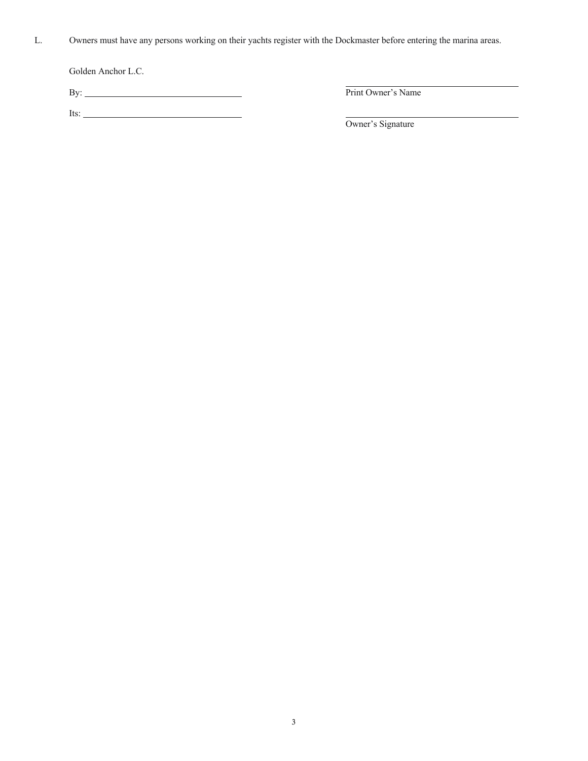L. Owners must have any persons working on their yachts register with the Dockmaster before entering the marina areas.

Golden Anchor L.C.

By: ______________________________

Its: ______________________________

______________________________
Print Owner's Name

______________________________
Owner's Signature